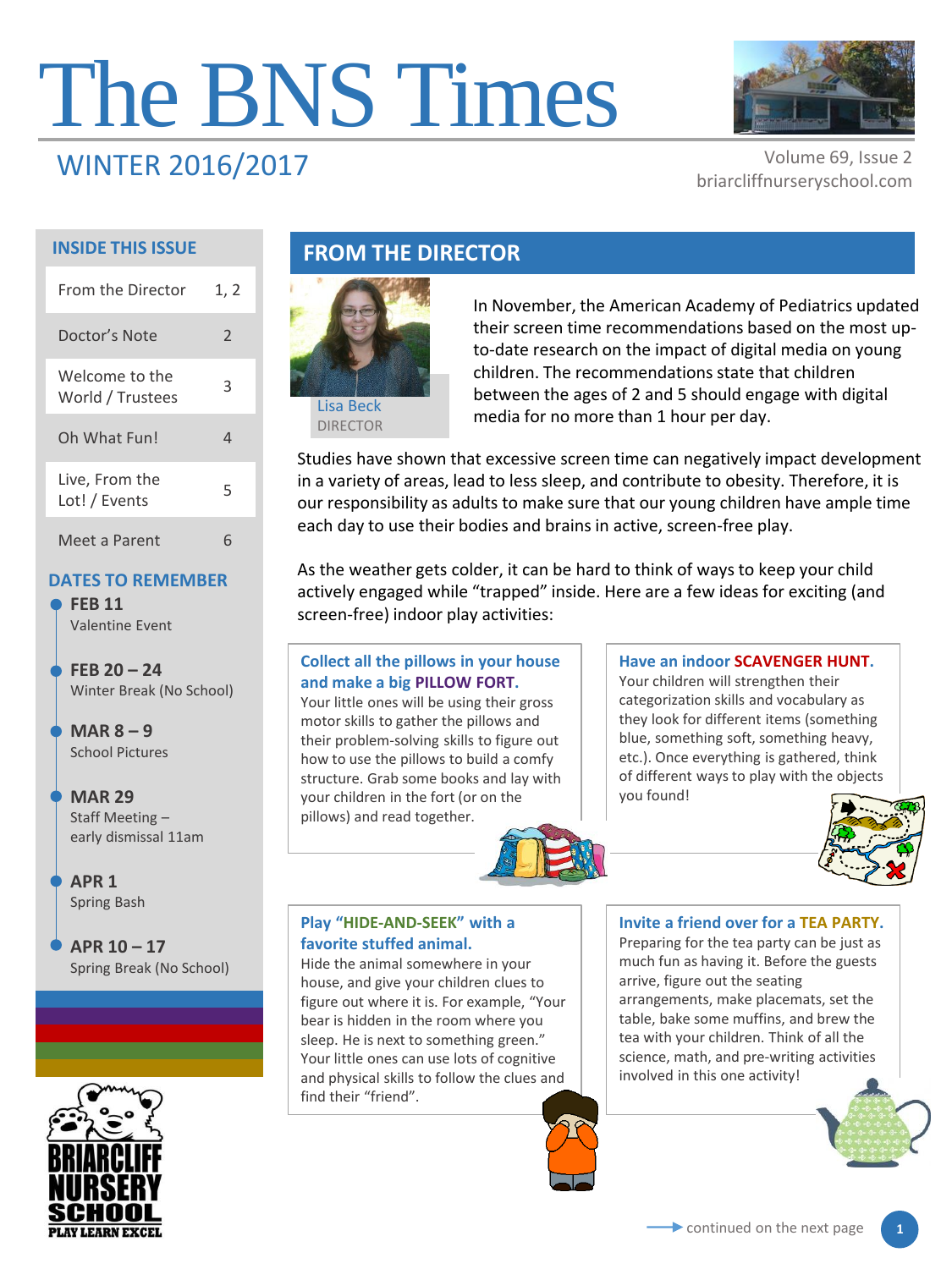# The BNS Times

## WINTER 2016/2017

Volume 69, Issue 2
briarcliffnurseryschool.com

### INSIDE THIS ISSUE

| | |
|---|---|
| From the Director | 1, 2 |
| Doctor's Note | 2 |
| Welcome to the World / Trustees | 3 |
| Oh What Fun! | 4 |
| Live, From the Lot! / Events | 5 |
| Meet a Parent | 6 |

### DATES TO REMEMBER

- **FEB 11**
  Valentine Event
- **FEB 20 – 24**
  Winter Break (No School)
- **MAR 8 – 9**
  School Pictures
- **MAR 29**
  Staff Meeting – early dismissal 11am
- **APR 1**
  Spring Bash
- **APR 10 – 17**
  Spring Break (No School)

BRIARCLIFF NURSERY SCHOOL
PLAY LEARN EXCEL

## FROM THE DIRECTOR

Lisa Beck
DIRECTOR

In November, the American Academy of Pediatrics updated their screen time recommendations based on the most up-to-date research on the impact of digital media on young children. The recommendations state that children between the ages of 2 and 5 should engage with digital media for no more than 1 hour per day.

Studies have shown that excessive screen time can negatively impact development in a variety of areas, lead to less sleep, and contribute to obesity. Therefore, it is our responsibility as adults to make sure that our young children have ample time each day to use their bodies and brains in active, screen-free play.

As the weather gets colder, it can be hard to think of ways to keep your child actively engaged while "trapped" inside. Here are a few ideas for exciting (and screen-free) indoor play activities:

**Collect all the pillows in your house and make a big PILLOW FORT.**
Your little ones will be using their gross motor skills to gather the pillows and their problem-solving skills to figure out how to use the pillows to build a comfy structure. Grab some books and lay with your children in the fort (or on the pillows) and read together.

**Have an indoor SCAVENGER HUNT.**
Your children will strengthen their categorization skills and vocabulary as they look for different items (something blue, something soft, something heavy, etc.). Once everything is gathered, think of different ways to play with the objects you found!

**Play "HIDE-AND-SEEK" with a favorite stuffed animal.**
Hide the animal somewhere in your house, and give your children clues to figure out where it is. For example, "Your bear is hidden in the room where you sleep. He is next to something green." Your little ones can use lots of cognitive and physical skills to follow the clues and find their "friend".

**Invite a friend over for a TEA PARTY.**
Preparing for the tea party can be just as much fun as having it. Before the guests arrive, figure out the seating arrangements, make placemats, set the table, bake some muffins, and brew the tea with your children. Think of all the science, math, and pre-writing activities involved in this one activity!

continued on the next page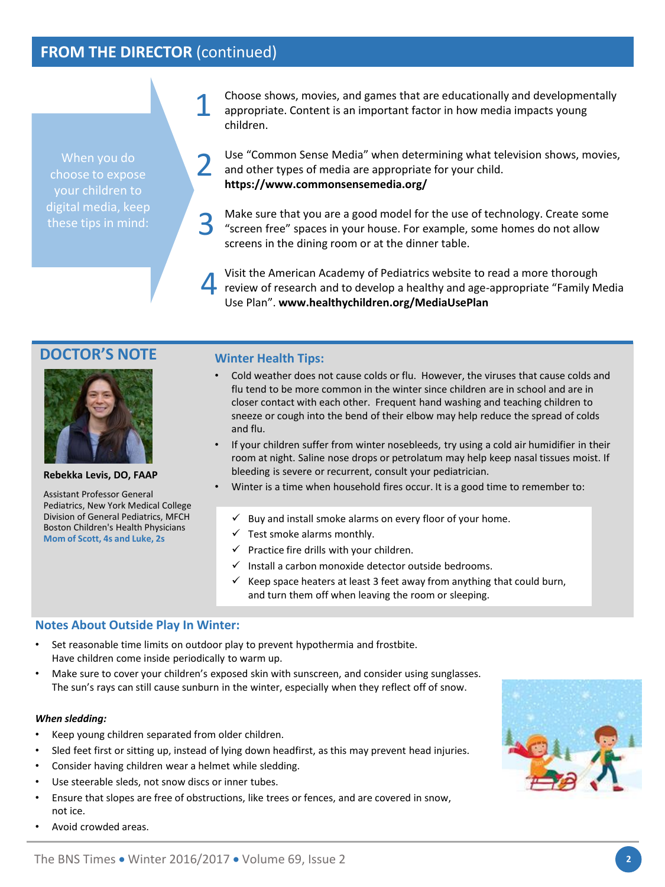## FROM THE DIRECTOR (continued)

When you do choose to expose your children to digital media, keep these tips in mind:

1. Choose shows, movies, and games that are educationally and developmentally appropriate. Content is an important factor in how media impacts young children.
2. Use "Common Sense Media" when determining what television shows, movies, and other types of media are appropriate for your child. **https://www.commonsensemedia.org/**
3. Make sure that you are a good model for the use of technology. Create some "screen free" spaces in your house. For example, some homes do not allow screens in the dining room or at the dinner table.
4. Visit the American Academy of Pediatrics website to read a more thorough review of research and to develop a healthy and age-appropriate "Family Media Use Plan". **www.healthychildren.org/MediaUsePlan**

## DOCTOR'S NOTE

**Rebekka Levis, DO, FAAP**

Assistant Professor General Pediatrics, New York Medical College
Division of General Pediatrics, MFCH
Boston Children's Health Physicians
**Mom of Scott, 4s and Luke, 2s**

### Winter Health Tips:

- Cold weather does not cause colds or flu. However, the viruses that cause colds and flu tend to be more common in the winter since children are in school and are in closer contact with each other. Frequent hand washing and teaching children to sneeze or cough into the bend of their elbow may help reduce the spread of colds and flu.
- If your children suffer from winter nosebleeds, try using a cold air humidifier in their room at night. Saline nose drops or petrolatum may help keep nasal tissues moist. If bleeding is severe or recurrent, consult your pediatrician.
- Winter is a time when household fires occur. It is a good time to remember to:
  - ✓ Buy and install smoke alarms on every floor of your home.
  - ✓ Test smoke alarms monthly.
  - ✓ Practice fire drills with your children.
  - ✓ Install a carbon monoxide detector outside bedrooms.
  - ✓ Keep space heaters at least 3 feet away from anything that could burn, and turn them off when leaving the room or sleeping.

### Notes About Outside Play In Winter:

- Set reasonable time limits on outdoor play to prevent hypothermia and frostbite. Have children come inside periodically to warm up.
- Make sure to cover your children's exposed skin with sunscreen, and consider using sunglasses. The sun's rays can still cause sunburn in the winter, especially when they reflect off of snow.

***When sledding:***

- Keep young children separated from older children.
- Sled feet first or sitting up, instead of lying down headfirst, as this may prevent head injuries.
- Consider having children wear a helmet while sledding.
- Use steerable sleds, not snow discs or inner tubes.
- Ensure that slopes are free of obstructions, like trees or fences, and are covered in snow, not ice.
- Avoid crowded areas.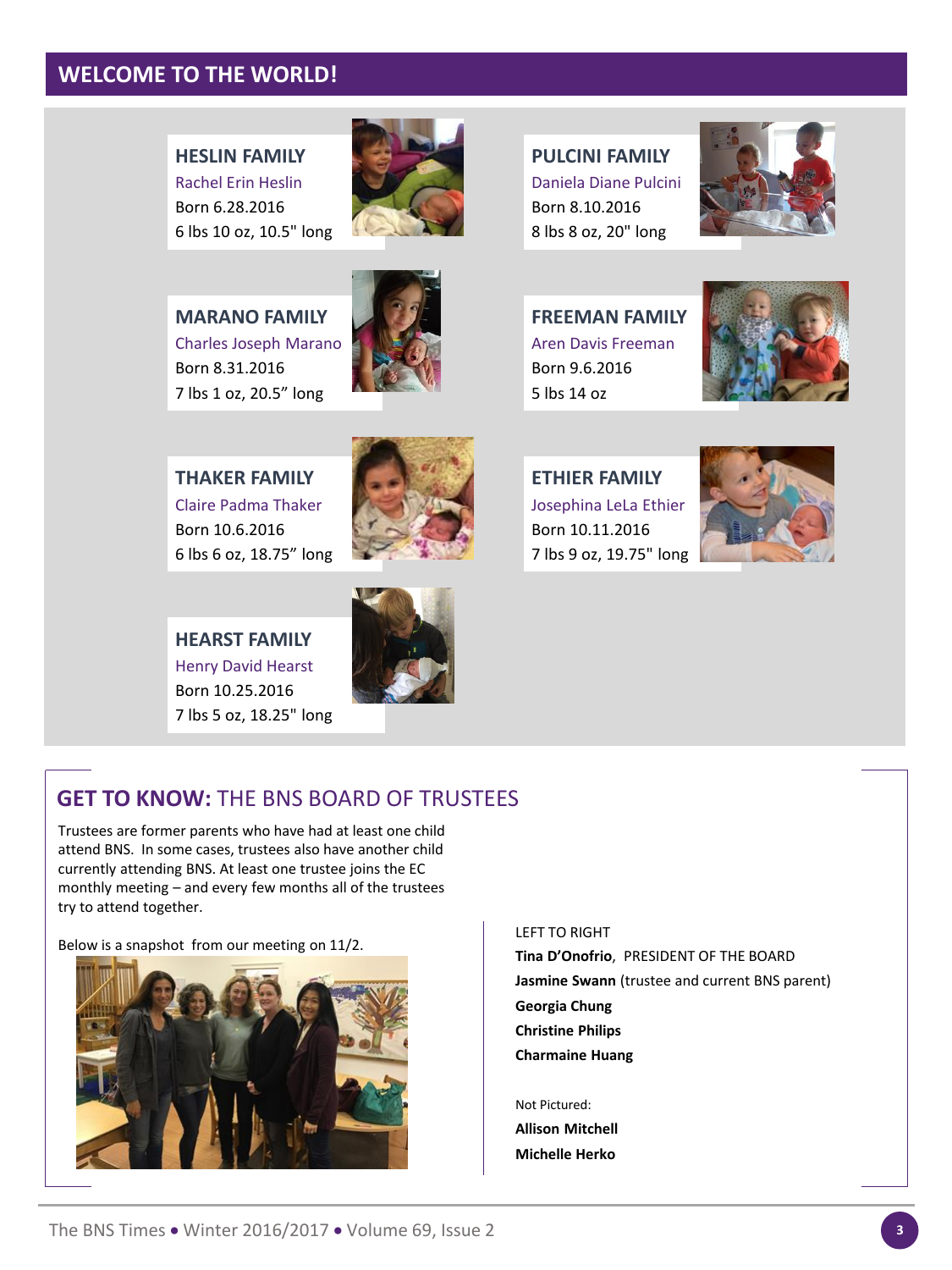## WELCOME TO THE WORLD!

### HESLIN FAMILY
Rachel Erin Heslin
Born 6.28.2016
6 lbs 10 oz, 10.5" long

### PULCINI FAMILY
Daniela Diane Pulcini
Born 8.10.2016
8 lbs 8 oz, 20" long

### MARANO FAMILY
Charles Joseph Marano
Born 8.31.2016
7 lbs 1 oz, 20.5" long

### FREEMAN FAMILY
Aren Davis Freeman
Born 9.6.2016
5 lbs 14 oz

### THAKER FAMILY
Claire Padma Thaker
Born 10.6.2016
6 lbs 6 oz, 18.75" long

### ETHIER FAMILY
Josephina LeLa Ethier
Born 10.11.2016
7 lbs 9 oz, 19.75" long

### HEARST FAMILY
Henry David Hearst
Born 10.25.2016
7 lbs 5 oz, 18.25" long

## GET TO KNOW: THE BNS BOARD OF TRUSTEES

Trustees are former parents who have had at least one child attend BNS. In some cases, trustees also have another child currently attending BNS. At least one trustee joins the EC monthly meeting – and every few months all of the trustees try to attend together.

Below is a snapshot from our meeting on 11/2.

LEFT TO RIGHT
**Tina D'Onofrio**, PRESIDENT OF THE BOARD
**Jasmine Swann** (trustee and current BNS parent)
**Georgia Chung**
**Christine Philips**
**Charmaine Huang**

Not Pictured:
**Allison Mitchell**
**Michelle Herko**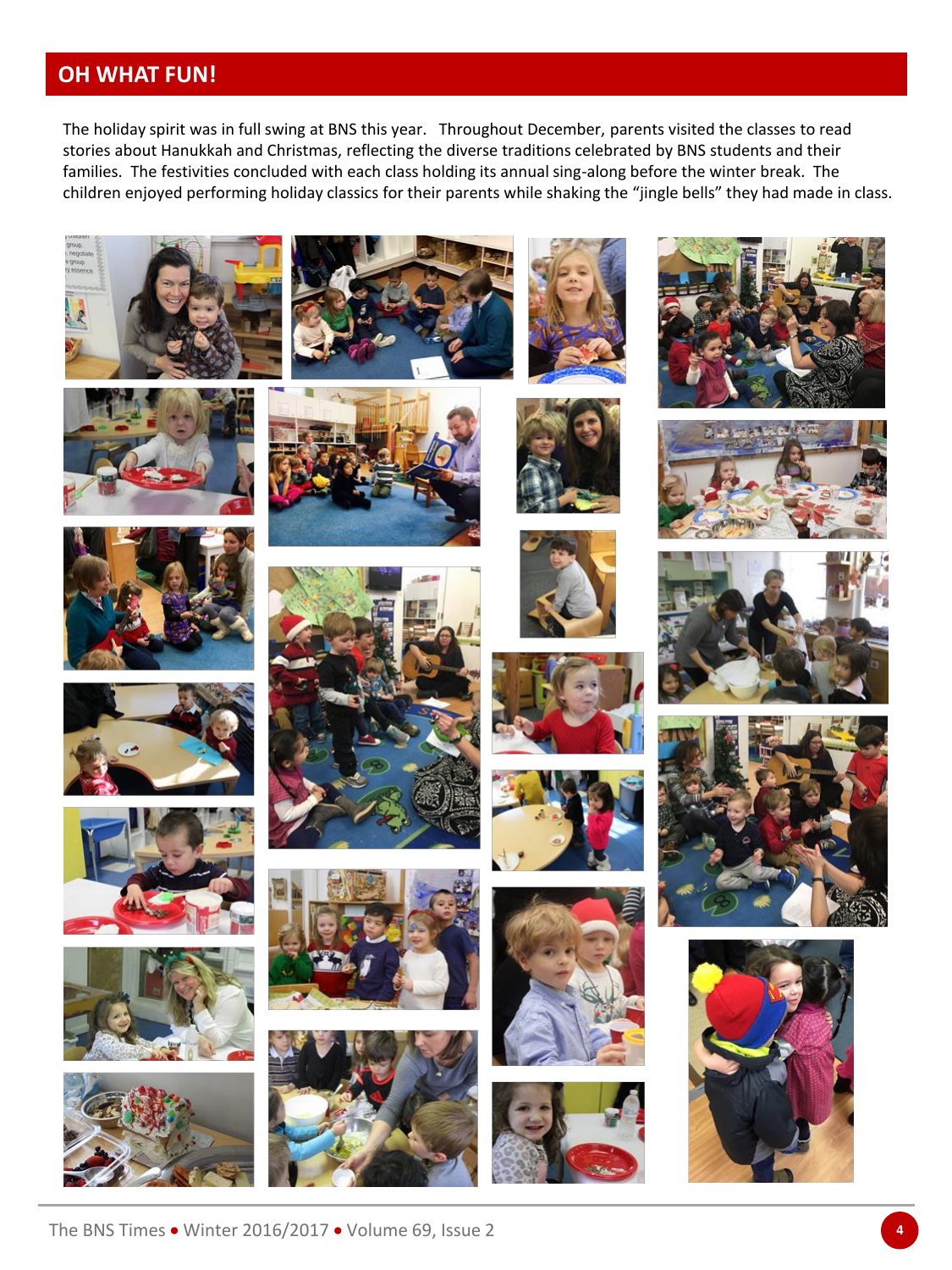## OH WHAT FUN!

The holiday spirit was in full swing at BNS this year. Throughout December, parents visited the classes to read stories about Hanukkah and Christmas, reflecting the diverse traditions celebrated by BNS students and their families. The festivities concluded with each class holding its annual sing-along before the winter break. The children enjoyed performing holiday classics for their parents while shaking the "jingle bells" they had made in class.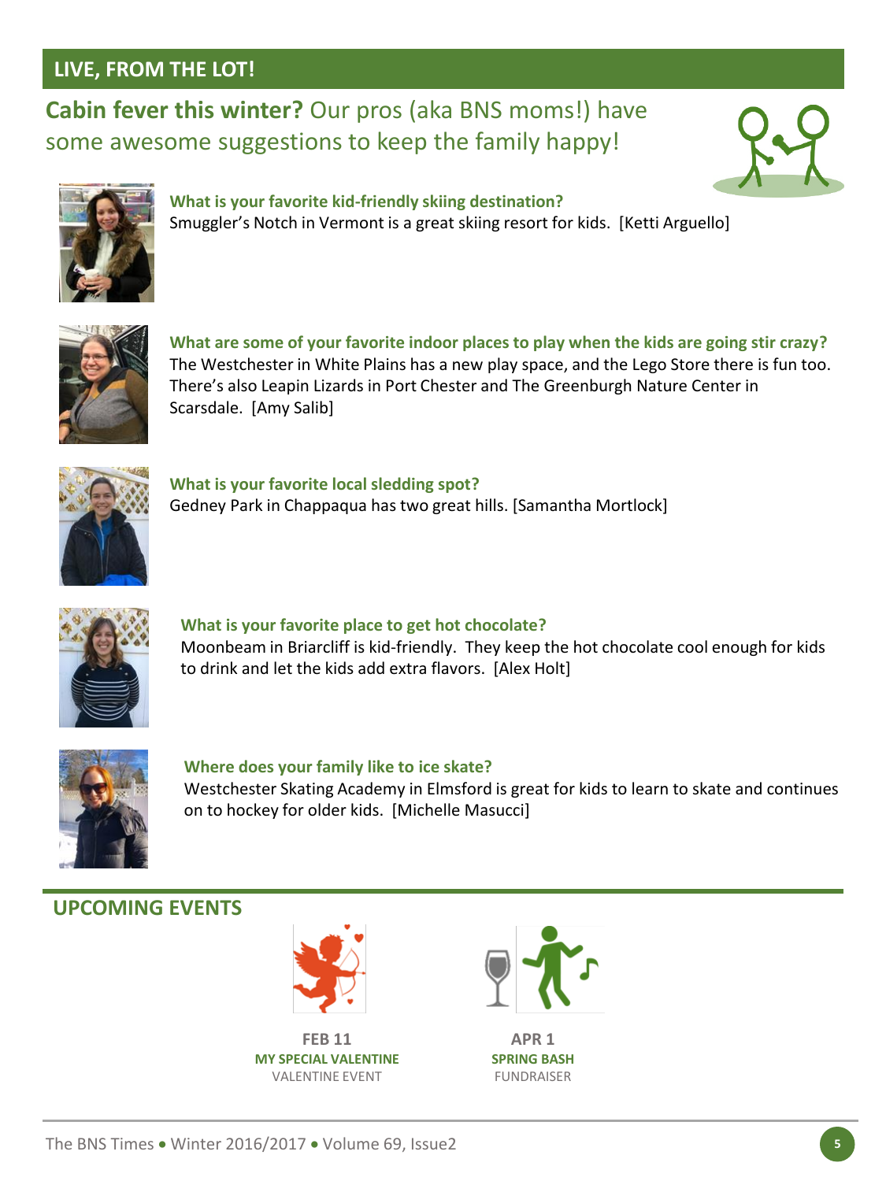## LIVE, FROM THE LOT!

**Cabin fever this winter?** Our pros (aka BNS moms!) have some awesome suggestions to keep the family happy!

**What is your favorite kid-friendly skiing destination?**
Smuggler's Notch in Vermont is a great skiing resort for kids. [Ketti Arguello]

**What are some of your favorite indoor places to play when the kids are going stir crazy?**
The Westchester in White Plains has a new play space, and the Lego Store there is fun too. There's also Leapin Lizards in Port Chester and The Greenburgh Nature Center in Scarsdale. [Amy Salib]

**What is your favorite local sledding spot?**
Gedney Park in Chappaqua has two great hills. [Samantha Mortlock]

**What is your favorite place to get hot chocolate?**
Moonbeam in Briarcliff is kid-friendly. They keep the hot chocolate cool enough for kids to drink and let the kids add extra flavors. [Alex Holt]

**Where does your family like to ice skate?**
Westchester Skating Academy in Elmsford is great for kids to learn to skate and continues on to hockey for older kids. [Michelle Masucci]

## UPCOMING EVENTS

**FEB 11**
**MY SPECIAL VALENTINE**
VALENTINE EVENT

**APR 1**
**SPRING BASH**
FUNDRAISER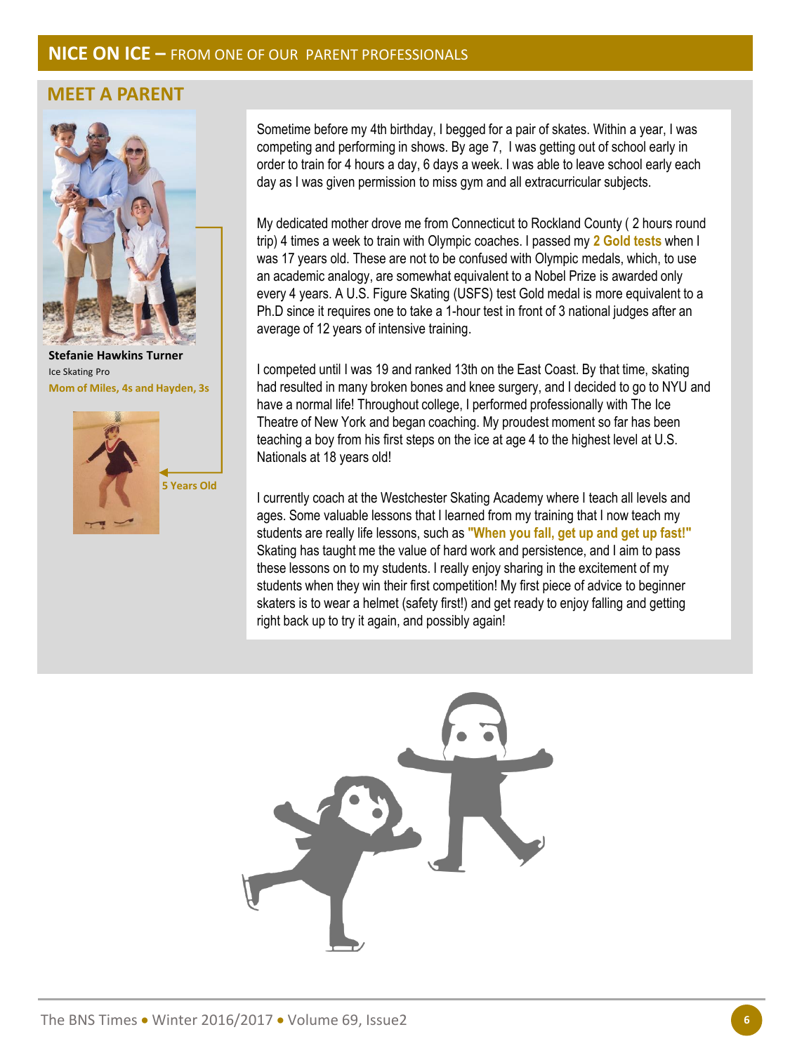## NICE ON ICE – FROM ONE OF OUR PARENT PROFESSIONALS

### MEET A PARENT

**Stefanie Hawkins Turner**
Ice Skating Pro
**Mom of Miles, 4s and Hayden, 3s**

**5 Years Old**

Sometime before my 4th birthday, I begged for a pair of skates. Within a year, I was competing and performing in shows. By age 7, I was getting out of school early in order to train for 4 hours a day, 6 days a week. I was able to leave school early each day as I was given permission to miss gym and all extracurricular subjects.

My dedicated mother drove me from Connecticut to Rockland County ( 2 hours round trip) 4 times a week to train with Olympic coaches. I passed my **2 Gold tests** when I was 17 years old. These are not to be confused with Olympic medals, which, to use an academic analogy, are somewhat equivalent to a Nobel Prize is awarded only every 4 years. A U.S. Figure Skating (USFS) test Gold medal is more equivalent to a Ph.D since it requires one to take a 1-hour test in front of 3 national judges after an average of 12 years of intensive training.

I competed until I was 19 and ranked 13th on the East Coast. By that time, skating had resulted in many broken bones and knee surgery, and I decided to go to NYU and have a normal life! Throughout college, I performed professionally with The Ice Theatre of New York and began coaching. My proudest moment so far has been teaching a boy from his first steps on the ice at age 4 to the highest level at U.S. Nationals at 18 years old!

I currently coach at the Westchester Skating Academy where I teach all levels and ages. Some valuable lessons that I learned from my training that I now teach my students are really life lessons, such as **"When you fall, get up and get up fast!"** Skating has taught me the value of hard work and persistence, and I aim to pass these lessons on to my students. I really enjoy sharing in the excitement of my students when they win their first competition! My first piece of advice to beginner skaters is to wear a helmet (safety first!) and get ready to enjoy falling and getting right back up to try it again, and possibly again!